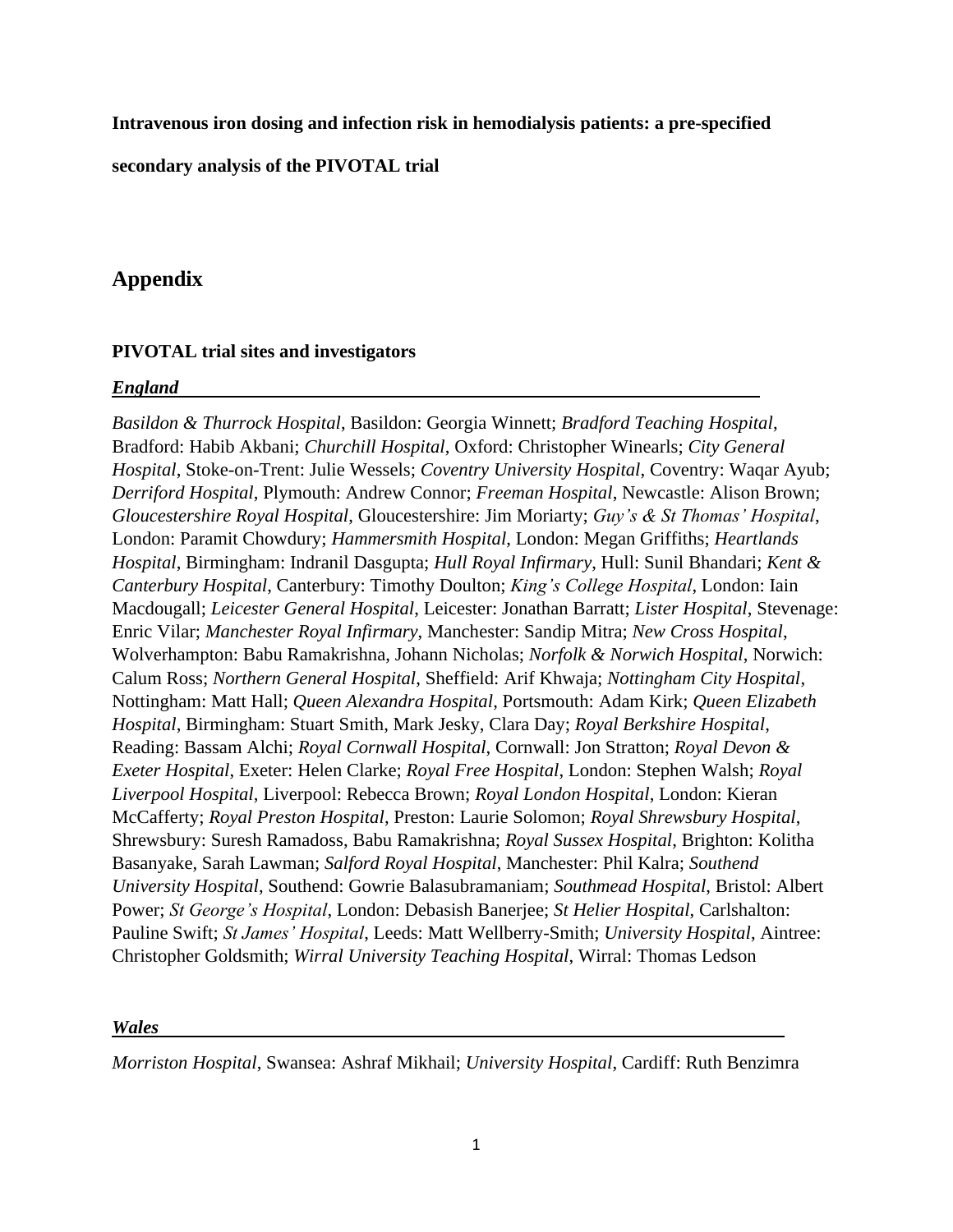**Intravenous iron dosing and infection risk in hemodialysis patients: a pre-specified secondary analysis of the PIVOTAL trial**

# Appendix

### PIVOTAL trial sites and investigators

***England***

*Basildon & Thurrock Hospital*, Basildon: Georgia Winnett; *Bradford Teaching Hospital*, Bradford: Habib Akbani; *Churchill Hospital*, Oxford: Christopher Winearls; *City General Hospital*, Stoke-on-Trent: Julie Wessels; *Coventry University Hospital*, Coventry: Waqar Ayub; *Derriford Hospital*, Plymouth: Andrew Connor; *Freeman Hospital*, Newcastle: Alison Brown; *Gloucestershire Royal Hospital*, Gloucestershire: Jim Moriarty; *Guy's & St Thomas' Hospital*, London: Paramit Chowdury; *Hammersmith Hospital*, London: Megan Griffiths; *Heartlands Hospital*, Birmingham: Indranil Dasgupta; *Hull Royal Infirmary*, Hull: Sunil Bhandari; *Kent & Canterbury Hospital*, Canterbury: Timothy Doulton; *King's College Hospital*, London: Iain Macdougall; *Leicester General Hospital*, Leicester: Jonathan Barratt; *Lister Hospital*, Stevenage: Enric Vilar; *Manchester Royal Infirmary*, Manchester: Sandip Mitra; *New Cross Hospital*, Wolverhampton: Babu Ramakrishna, Johann Nicholas; *Norfolk & Norwich Hospital*, Norwich: Calum Ross; *Northern General Hospital*, Sheffield: Arif Khwaja; *Nottingham City Hospital*, Nottingham: Matt Hall; *Queen Alexandra Hospital*, Portsmouth: Adam Kirk; *Queen Elizabeth Hospital*, Birmingham: Stuart Smith, Mark Jesky, Clara Day; *Royal Berkshire Hospital*, Reading: Bassam Alchi; *Royal Cornwall Hospital*, Cornwall: Jon Stratton; *Royal Devon & Exeter Hospital*, Exeter: Helen Clarke; *Royal Free Hospital*, London: Stephen Walsh; *Royal Liverpool Hospital*, Liverpool: Rebecca Brown; *Royal London Hospital*, London: Kieran McCafferty; *Royal Preston Hospital*, Preston: Laurie Solomon; *Royal Shrewsbury Hospital*, Shrewsbury: Suresh Ramadoss, Babu Ramakrishna; *Royal Sussex Hospital*, Brighton: Kolitha Basanyake, Sarah Lawman; *Salford Royal Hospital*, Manchester: Phil Kalra; *Southend University Hospital*, Southend: Gowrie Balasubramaniam; *Southmead Hospital*, Bristol: Albert Power; *St George's Hospital*, London: Debasish Banerjee; *St Helier Hospital*, Carlshalton: Pauline Swift; *St James' Hospital*, Leeds: Matt Wellberry-Smith; *University Hospital*, Aintree: Christopher Goldsmith; *Wirral University Teaching Hospital*, Wirral: Thomas Ledson

***Wales***

*Morriston Hospital*, Swansea: Ashraf Mikhail; *University Hospital*, Cardiff: Ruth Benzimra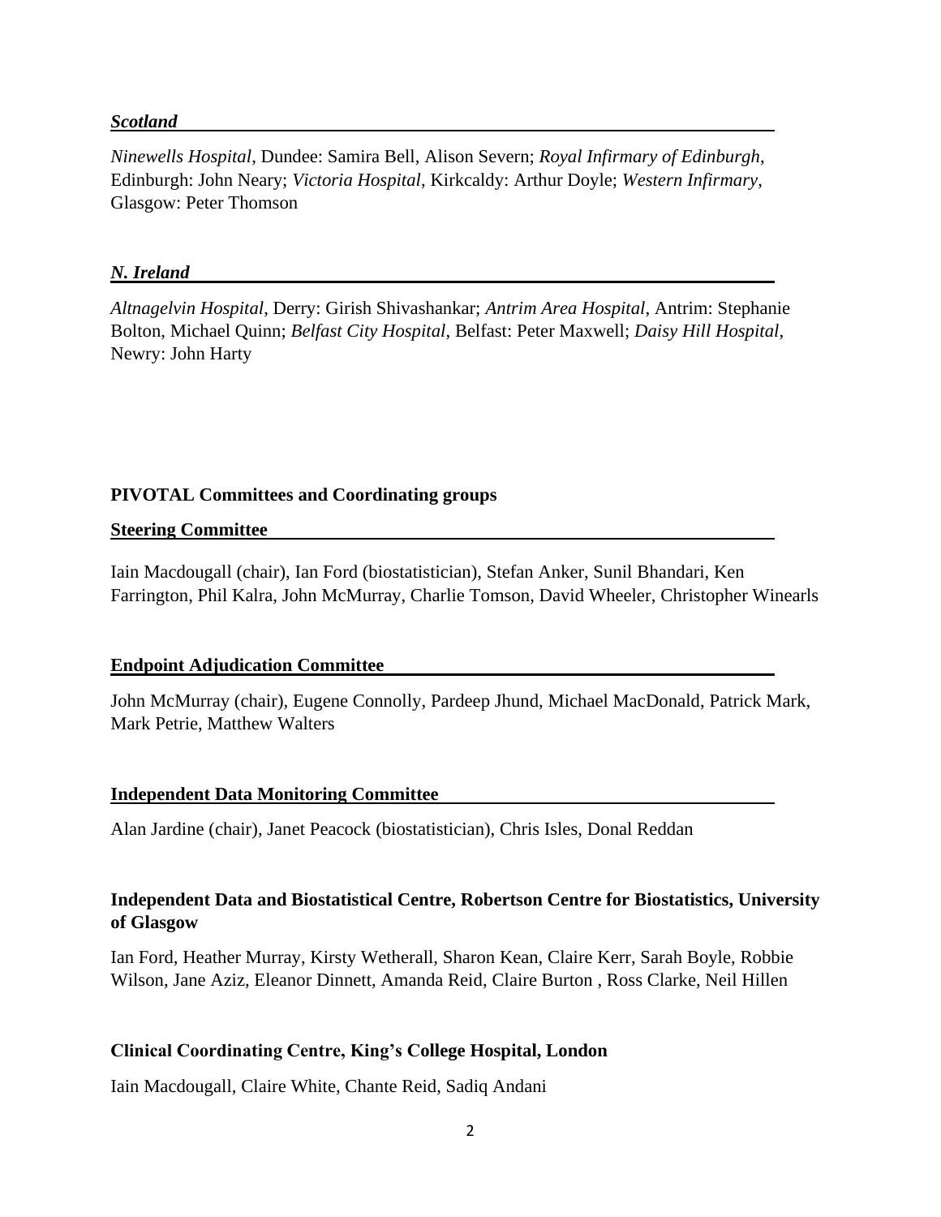***Scotland***

*Ninewells Hospital*, Dundee: Samira Bell, Alison Severn; *Royal Infirmary of Edinburgh*, Edinburgh: John Neary; *Victoria Hospital*, Kirkcaldy: Arthur Doyle; *Western Infirmary*, Glasgow: Peter Thomson

***N. Ireland***

*Altnagelvin Hospital*, Derry: Girish Shivashankar; *Antrim Area Hospital*, Antrim: Stephanie Bolton, Michael Quinn; *Belfast City Hospital*, Belfast: Peter Maxwell; *Daisy Hill Hospital*, Newry: John Harty

## PIVOTAL Committees and Coordinating groups

**Steering Committee**

Iain Macdougall (chair), Ian Ford (biostatistician), Stefan Anker, Sunil Bhandari, Ken Farrington, Phil Kalra, John McMurray, Charlie Tomson, David Wheeler, Christopher Winearls

**Endpoint Adjudication Committee**

John McMurray (chair), Eugene Connolly, Pardeep Jhund, Michael MacDonald, Patrick Mark, Mark Petrie, Matthew Walters

**Independent Data Monitoring Committee**

Alan Jardine (chair), Janet Peacock (biostatistician), Chris Isles, Donal Reddan

**Independent Data and Biostatistical Centre, Robertson Centre for Biostatistics, University of Glasgow**

Ian Ford, Heather Murray, Kirsty Wetherall, Sharon Kean, Claire Kerr, Sarah Boyle, Robbie Wilson, Jane Aziz, Eleanor Dinnett, Amanda Reid, Claire Burton , Ross Clarke, Neil Hillen

**Clinical Coordinating Centre, King's College Hospital, London**

Iain Macdougall, Claire White, Chante Reid, Sadiq Andani